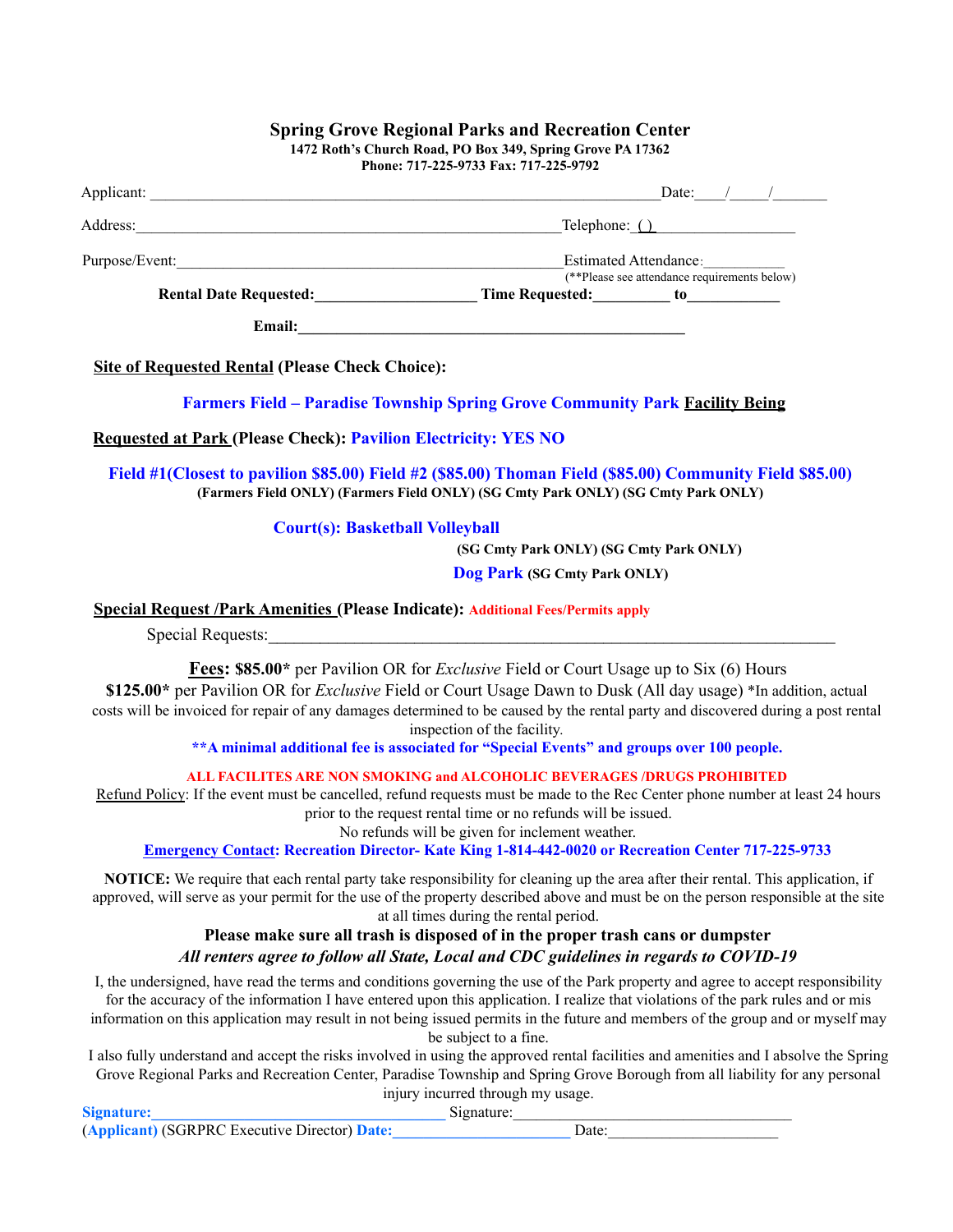# Spring Grove Regional Parks and Recreation Center

**1472 Roth's Church Road, PO Box 349, Spring Grove PA 17362**
**Phone: 717-225-9733 Fax: 717-225-9792**

Applicant: ______________________________________________________ Date:____/_____/_______

Address:______________________________________________Telephone: ( ) __________________

Purpose/Event:__________________________________________ Estimated Attendance:__________
(**Please see attendance requirements below)

**Rental Date Requested:____________________ Time Requested:__________ to____________**

**Email:_______________________________________________**

**Site of Requested Rental (Please Check Choice):**

**Farmers Field – Paradise Township Spring Grove Community Park Facility Being Requested at Park (Please Check): Pavilion Electricity: YES NO**

**Field #1(Closest to pavilion $85.00)** (Farmers Field ONLY) **Field #2 ($85.00)** (Farmers Field ONLY) **Thoman Field ($85.00)** (SG Cmty Park ONLY) **Community Field $85.00)** (SG Cmty Park ONLY)

**Court(s): Basketball** (SG Cmty Park ONLY) **Volleyball** (SG Cmty Park ONLY)

**Dog Park** (SG Cmty Park ONLY)

**Special Request /Park Amenities (Please Indicate):** **Additional Fees/Permits apply**

Special Requests:______________________________________________________________________

**Fees: $85.00*** per Pavilion OR for *Exclusive* Field or Court Usage up to Six (6) Hours
**$125.00*** per Pavilion OR for *Exclusive* Field or Court Usage Dawn to Dusk (All day usage) *In addition, actual costs will be invoiced for repair of any damages determined to be caused by the rental party and discovered during a post rental inspection of the facility.

****A minimal additional fee is associated for "Special Events" and groups over 100 people.**

**ALL FACILITES ARE NON SMOKING and ALCOHOLIC BEVERAGES /DRUGS PROHIBITED**

Refund Policy: If the event must be cancelled, refund requests must be made to the Rec Center phone number at least 24 hours prior to the request rental time or no refunds will be issued.
No refunds will be given for inclement weather.

**Emergency Contact: Recreation Director- Kate King 1-814-442-0020 or Recreation Center 717-225-9733**

**NOTICE:** We require that each rental party take responsibility for cleaning up the area after their rental. This application, if approved, will serve as your permit for the use of the property described above and must be on the person responsible at the site at all times during the rental period.

**Please make sure all trash is disposed of in the proper trash cans or dumpster**

***All renters agree to follow all State, Local and CDC guidelines in regards to COVID-19***

I, the undersigned, have read the terms and conditions governing the use of the Park property and agree to accept responsibility for the accuracy of the information I have entered upon this application. I realize that violations of the park rules and or mis information on this application may result in not being issued permits in the future and members of the group and or myself may be subject to a fine.

I also fully understand and accept the risks involved in using the approved rental facilities and amenities and I absolve the Spring Grove Regional Parks and Recreation Center, Paradise Township and Spring Grove Borough from all liability for any personal injury incurred through my usage.

**Signature:**____________________________________ Signature:____________________________________
(**Applicant**) (SGRPRC Executive Director) **Date:**______________________ Date:_____________________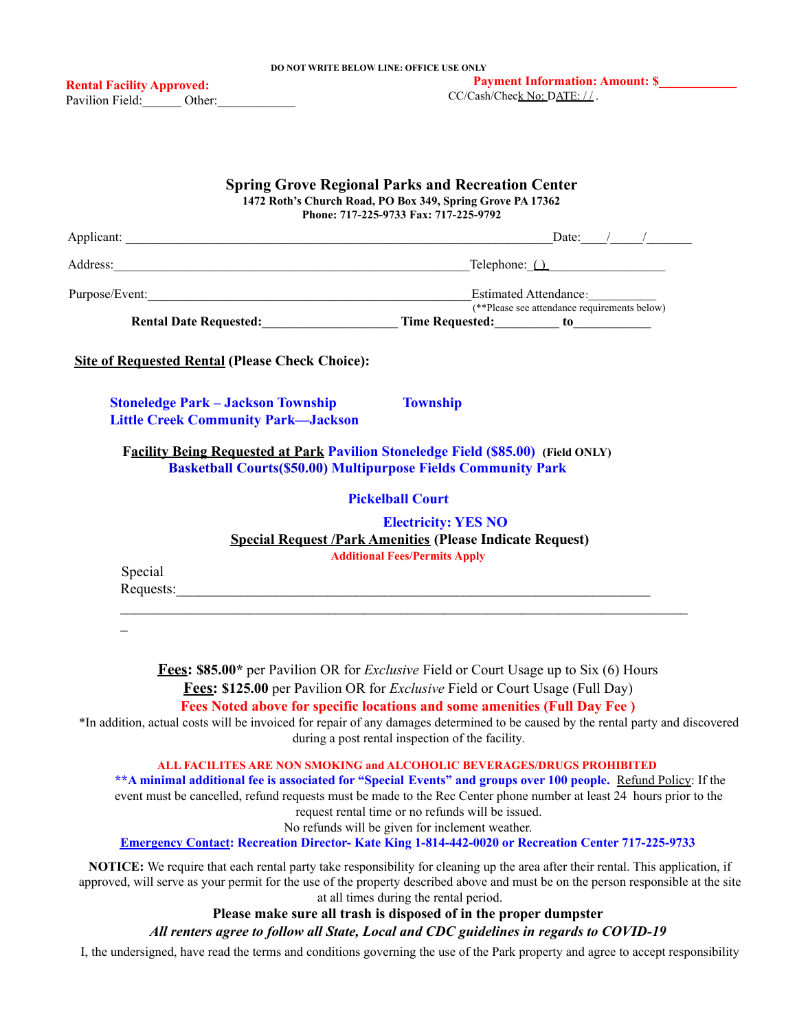DO NOT WRITE BELOW LINE: OFFICE USE ONLY

**Rental Facility Approved:**
Pavilion Field:______ Other:____________

**Payment Information: Amount: $____________**
CC/Cash/Check No: DATE: / / .

## Spring Grove Regional Parks and Recreation Center

**1472 Roth's Church Road, PO Box 349, Spring Grove PA 17362**
**Phone: 717-225-9733 Fax: 717-225-9792**

Applicant: ______________________________________________________________Date:____/_____/_______

Address:____________________________________________________Telephone: ( )_________________

Purpose/Event:_________________________________________________Estimated Attendance:__________
(**Please see attendance requirements below)

**Rental Date Requested:____________________ Time Requested:_________ to___________**

**Site of Requested Rental (Please Check Choice):**

**Stoneledge Park – Jackson Township** **Township**
**Little Creek Community Park—Jackson**

**Facility Being Requested at Park Pavilion Stoneledge Field ($85.00) (Field ONLY)**
**Basketball Courts($50.00) Multipurpose Fields Community Park**

**Pickelball Court**

**Electricity: YES NO**

**Special Request /Park Amenities (Please Indicate Request)**
**Additional Fees/Permits Apply**

Special Requests:_____________________________________________________________________
_________________________________________________________________________________
_

**Fees: $85.00*** per Pavilion OR for *Exclusive* Field or Court Usage up to Six (6) Hours
**Fees: $125.00** per Pavilion OR for *Exclusive* Field or Court Usage (Full Day)
**Fees Noted above for specific locations and some amenities (Full Day Fee )**
*In addition, actual costs will be invoiced for repair of any damages determined to be caused by the rental party and discovered during a post rental inspection of the facility.

**ALL FACILITES ARE NON SMOKING and ALCOHOLIC BEVERAGES/DRUGS PROHIBITED**
****A minimal additional fee is associated for "Special Events" and groups over 100 people.** Refund Policy: If the event must be cancelled, refund requests must be made to the Rec Center phone number at least 24 hours prior to the request rental time or no refunds will be issued.
No refunds will be given for inclement weather.
**Emergency Contact: Recreation Director- Kate King 1-814-442-0020 or Recreation Center 717-225-9733**

**NOTICE:** We require that each rental party take responsibility for cleaning up the area after their rental. This application, if approved, will serve as your permit for the use of the property described above and must be on the person responsible at the site at all times during the rental period.

**Please make sure all trash is disposed of in the proper dumpster**

***All renters agree to follow all State, Local and CDC guidelines in regards to COVID-19***

I, the undersigned, have read the terms and conditions governing the use of the Park property and agree to accept responsibility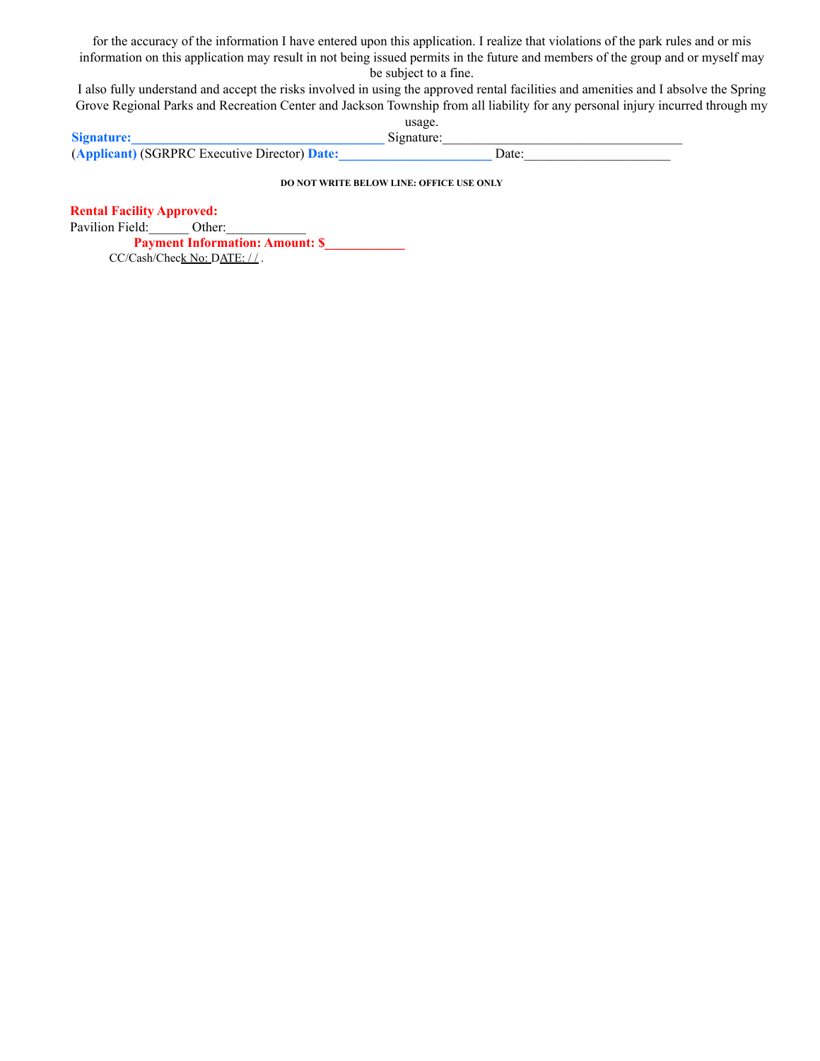for the accuracy of the information I have entered upon this application. I realize that violations of the park rules and or mis information on this application may result in not being issued permits in the future and members of the group and or myself may be subject to a fine.

I also fully understand and accept the risks involved in using the approved rental facilities and amenities and I absolve the Spring Grove Regional Parks and Recreation Center and Jackson Township from all liability for any personal injury incurred through my usage.

**Signature:**_____________________________________ Signature:___________________________________

**(Applicant)** (SGRPRC Executive Director) **Date:**______________________ Date:_____________________

**DO NOT WRITE BELOW LINE: OFFICE USE ONLY**

**Rental Facility Approved:**

Pavilion Field:______ Other:____________

**Payment Information: Amount: $____________**

CC/Cash/Check No: DATE: / / .